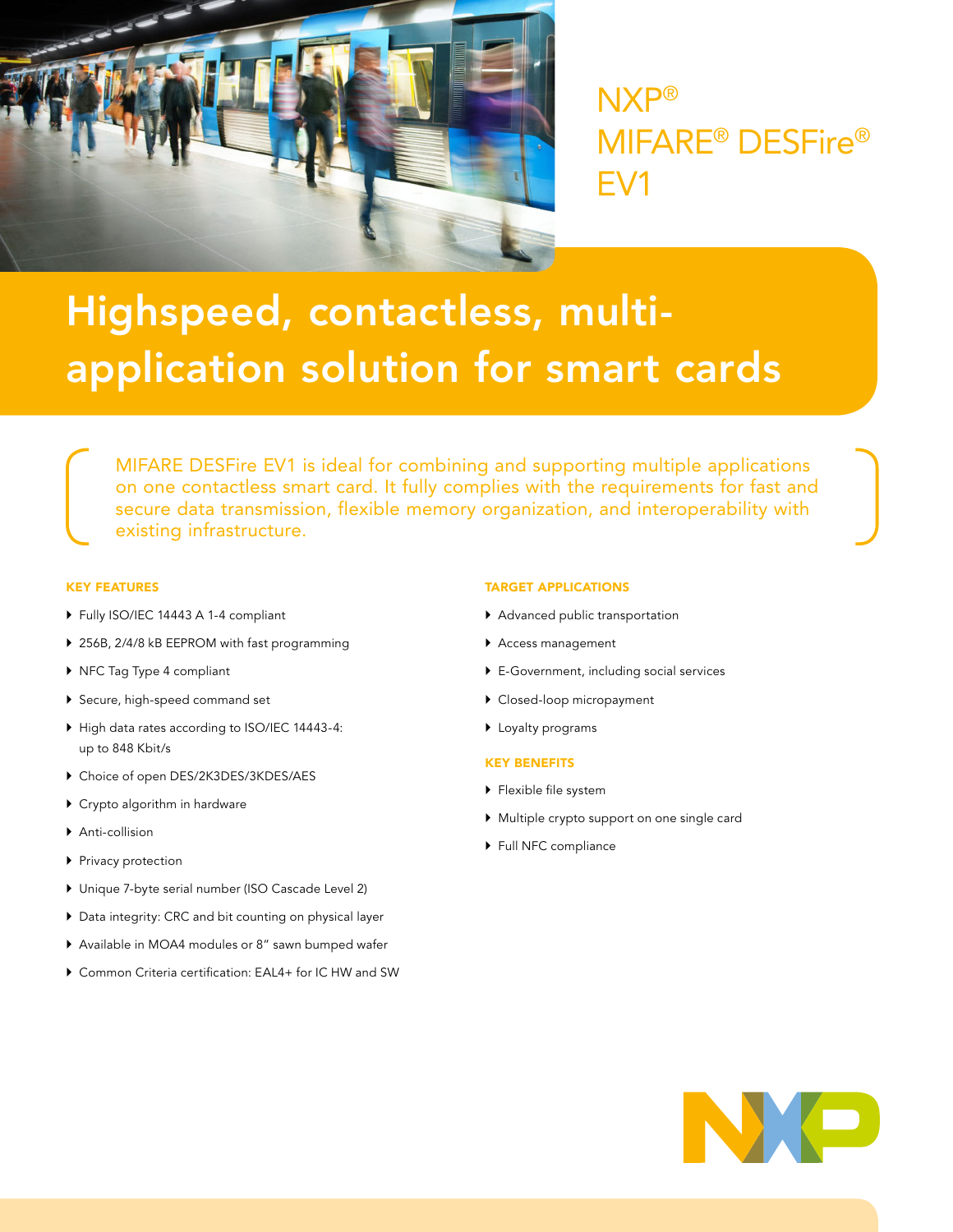# NXP® MIFARE® DESFire® EV1

## Highspeed, contactless, multi-application solution for smart cards

MIFARE DESFire EV1 is ideal for combining and supporting multiple applications on one contactless smart card. It fully complies with the requirements for fast and secure data transmission, flexible memory organization, and interoperability with existing infrastructure.

### KEY FEATURES

- Fully ISO/IEC 14443 A 1-4 compliant
- 256B, 2/4/8 kB EEPROM with fast programming
- NFC Tag Type 4 compliant
- Secure, high-speed command set
- High data rates according to ISO/IEC 14443-4: up to 848 Kbit/s
- Choice of open DES/2K3DES/3KDES/AES
- Crypto algorithm in hardware
- Anti-collision
- Privacy protection
- Unique 7-byte serial number (ISO Cascade Level 2)
- Data integrity: CRC and bit counting on physical layer
- Available in MOA4 modules or 8" sawn bumped wafer
- Common Criteria certification: EAL4+ for IC HW and SW

### TARGET APPLICATIONS

- Advanced public transportation
- Access management
- E-Government, including social services
- Closed-loop micropayment
- Loyalty programs

### KEY BENEFITS

- Flexible file system
- Multiple crypto support on one single card
- Full NFC compliance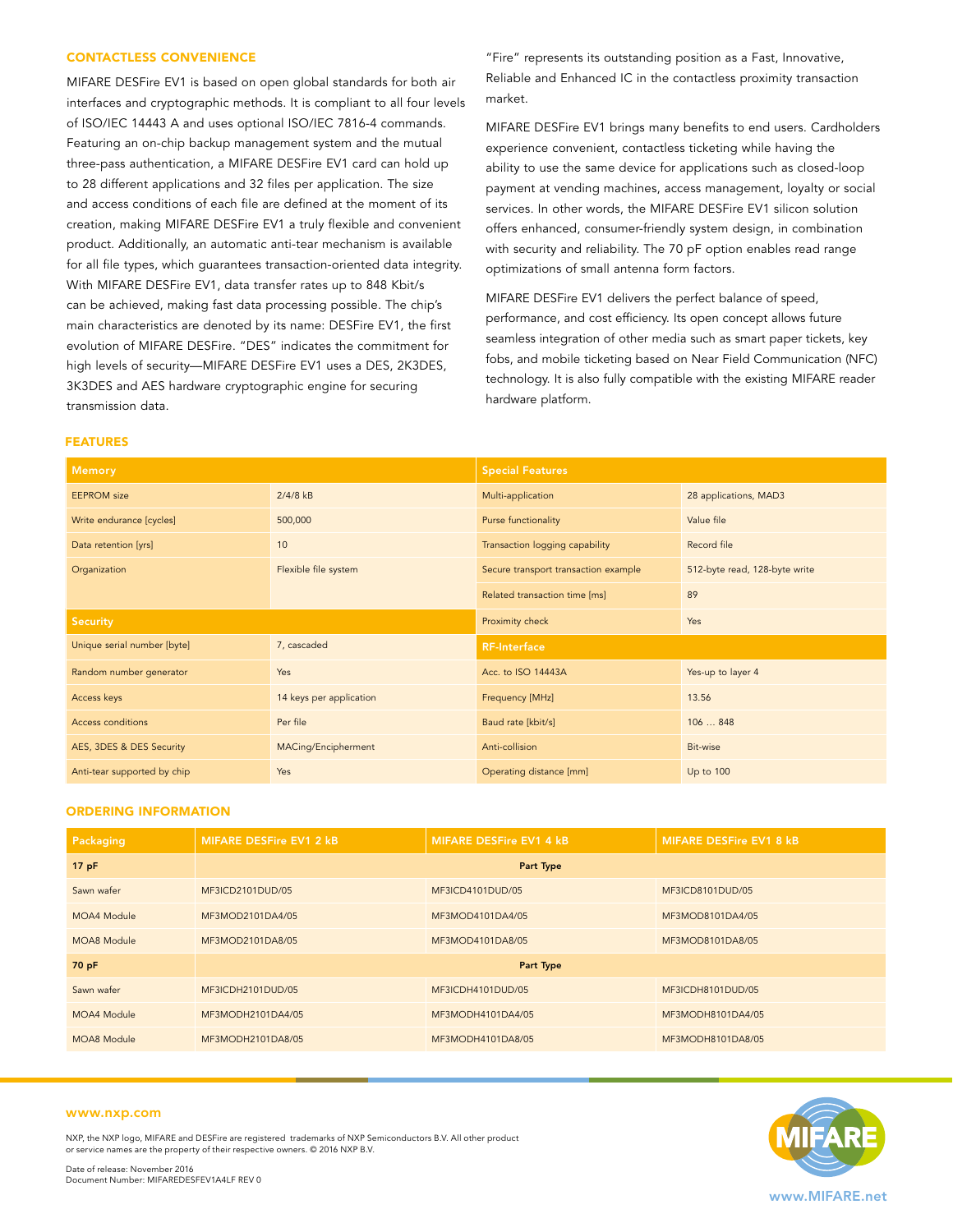## CONTACTLESS CONVENIENCE

MIFARE DESFire EV1 is based on open global standards for both air interfaces and cryptographic methods. It is compliant to all four levels of ISO/IEC 14443 A and uses optional ISO/IEC 7816-4 commands. Featuring an on-chip backup management system and the mutual three-pass authentication, a MIFARE DESFire EV1 card can hold up to 28 different applications and 32 files per application. The size and access conditions of each file are defined at the moment of its creation, making MIFARE DESFire EV1 a truly flexible and convenient product. Additionally, an automatic anti-tear mechanism is available for all file types, which guarantees transaction-oriented data integrity. With MIFARE DESFire EV1, data transfer rates up to 848 Kbit/s can be achieved, making fast data processing possible. The chip's main characteristics are denoted by its name: DESFire EV1, the first evolution of MIFARE DESFire. "DES" indicates the commitment for high levels of security—MIFARE DESFire EV1 uses a DES, 2K3DES, 3K3DES and AES hardware cryptographic engine for securing transmission data. "Fire" represents its outstanding position as a Fast, Innovative, Reliable and Enhanced IC in the contactless proximity transaction market.

MIFARE DESFire EV1 brings many benefits to end users. Cardholders experience convenient, contactless ticketing while having the ability to use the same device for applications such as closed-loop payment at vending machines, access management, loyalty or social services. In other words, the MIFARE DESFire EV1 silicon solution offers enhanced, consumer-friendly system design, in combination with security and reliability. The 70 pF option enables read range optimizations of small antenna form factors.

MIFARE DESFire EV1 delivers the perfect balance of speed, performance, and cost efficiency. Its open concept allows future seamless integration of other media such as smart paper tickets, key fobs, and mobile ticketing based on Near Field Communication (NFC) technology. It is also fully compatible with the existing MIFARE reader hardware platform.

## FEATURES

| Memory | | Special Features | |
|---|---|---|---|
| EEPROM size | 2/4/8 kB | Multi-application | 28 applications, MAD3 |
| Write endurance [cycles] | 500,000 | Purse functionality | Value file |
| Data retention [yrs] | 10 | Transaction logging capability | Record file |
| Organization | Flexible file system | Secure transport transaction example | 512-byte read, 128-byte write |
| | | Related transaction time [ms] | 89 |
| **Security** | | Proximity check | Yes |
| Unique serial number [byte] | 7, cascaded | **RF-Interface** | |
| Random number generator | Yes | Acc. to ISO 14443A | Yes-up to layer 4 |
| Access keys | 14 keys per application | Frequency [MHz] | 13.56 |
| Access conditions | Per file | Baud rate [kbit/s] | 106 … 848 |
| AES, 3DES & DES Security | MACing/Encipherment | Anti-collision | Bit-wise |
| Anti-tear supported by chip | Yes | Operating distance [mm] | Up to 100 |

## ORDERING INFORMATION

| Packaging | MIFARE DESFire EV1 2 kB | MIFARE DESFire EV1 4 kB | MIFARE DESFire EV1 8 kB |
|---|---|---|---|
| **17 pF** | | **Part Type** | |
| Sawn wafer | MF3ICD2101DUD/05 | MF3ICD4101DUD/05 | MF3ICD8101DUD/05 |
| MOA4 Module | MF3MOD2101DA4/05 | MF3MOD4101DA4/05 | MF3MOD8101DA4/05 |
| MOA8 Module | MF3MOD2101DA8/05 | MF3MOD4101DA8/05 | MF3MOD8101DA8/05 |
| **70 pF** | | **Part Type** | |
| Sawn wafer | MF3ICDH2101DUD/05 | MF3ICDH4101DUD/05 | MF3ICDH8101DUD/05 |
| MOA4 Module | MF3MODH2101DA4/05 | MF3MODH4101DA4/05 | MF3MODH8101DA4/05 |
| MOA8 Module | MF3MODH2101DA8/05 | MF3MODH4101DA8/05 | MF3MODH8101DA8/05 |

www.nxp.com

NXP, the NXP logo, MIFARE and DESFire are registered trademarks of NXP Semiconductors B.V. All other product or service names are the property of their respective owners. © 2016 NXP B.V.

Date of release: November 2016
Document Number: MIFAREDESFEV1A4LF REV 0

www.MIFARE.net